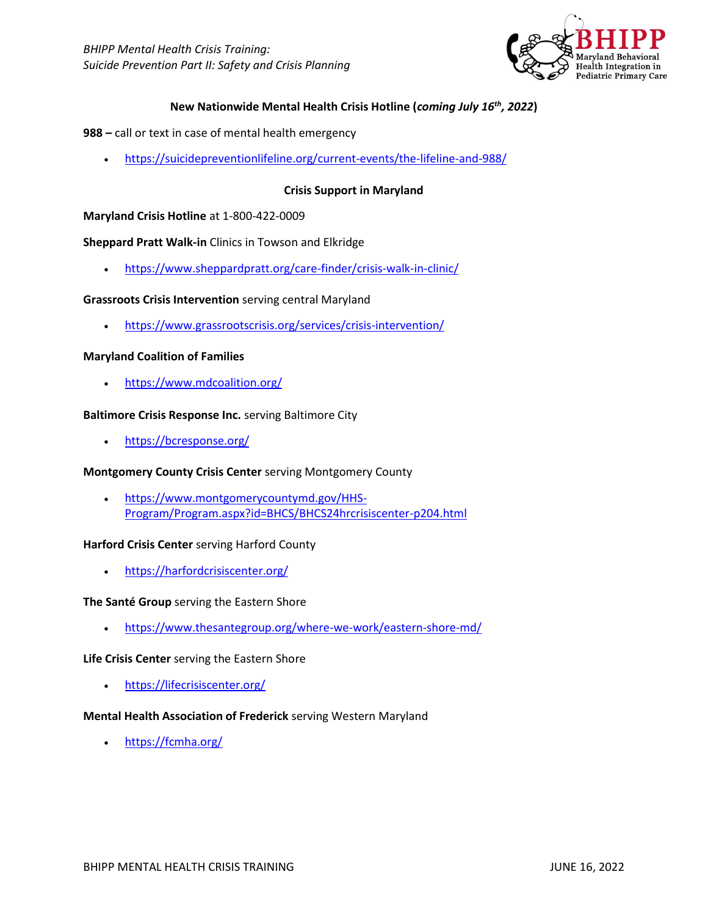*BHIPP Mental Health Crisis Training:*
*Suicide Prevention Part II: Safety and Crisis Planning*

BHIPP
Maryland Behavioral Health Integration in Pediatric Primary Care

### New Nationwide Mental Health Crisis Hotline (*coming July 16th, 2022*)

**988 –** call or text in case of mental health emergency

- https://suicidepreventionlifeline.org/current-events/the-lifeline-and-988/

### Crisis Support in Maryland

**Maryland Crisis Hotline** at 1-800-422-0009

**Sheppard Pratt Walk-in** Clinics in Towson and Elkridge

- https://www.sheppardpratt.org/care-finder/crisis-walk-in-clinic/

**Grassroots Crisis Intervention** serving central Maryland

- https://www.grassrootscrisis.org/services/crisis-intervention/

**Maryland Coalition of Families**

- https://www.mdcoalition.org/

**Baltimore Crisis Response Inc.** serving Baltimore City

- https://bcresponse.org/

**Montgomery County Crisis Center** serving Montgomery County

- https://www.montgomerycountymd.gov/HHS-Program/Program.aspx?id=BHCS/BHCS24hrcrisiscenter-p204.html

**Harford Crisis Center** serving Harford County

- https://harfordcrisiscenter.org/

**The Santé Group** serving the Eastern Shore

- https://www.thesantegroup.org/where-we-work/eastern-shore-md/

**Life Crisis Center** serving the Eastern Shore

- https://lifecrisiscenter.org/

**Mental Health Association of Frederick** serving Western Maryland

- https://fcmha.org/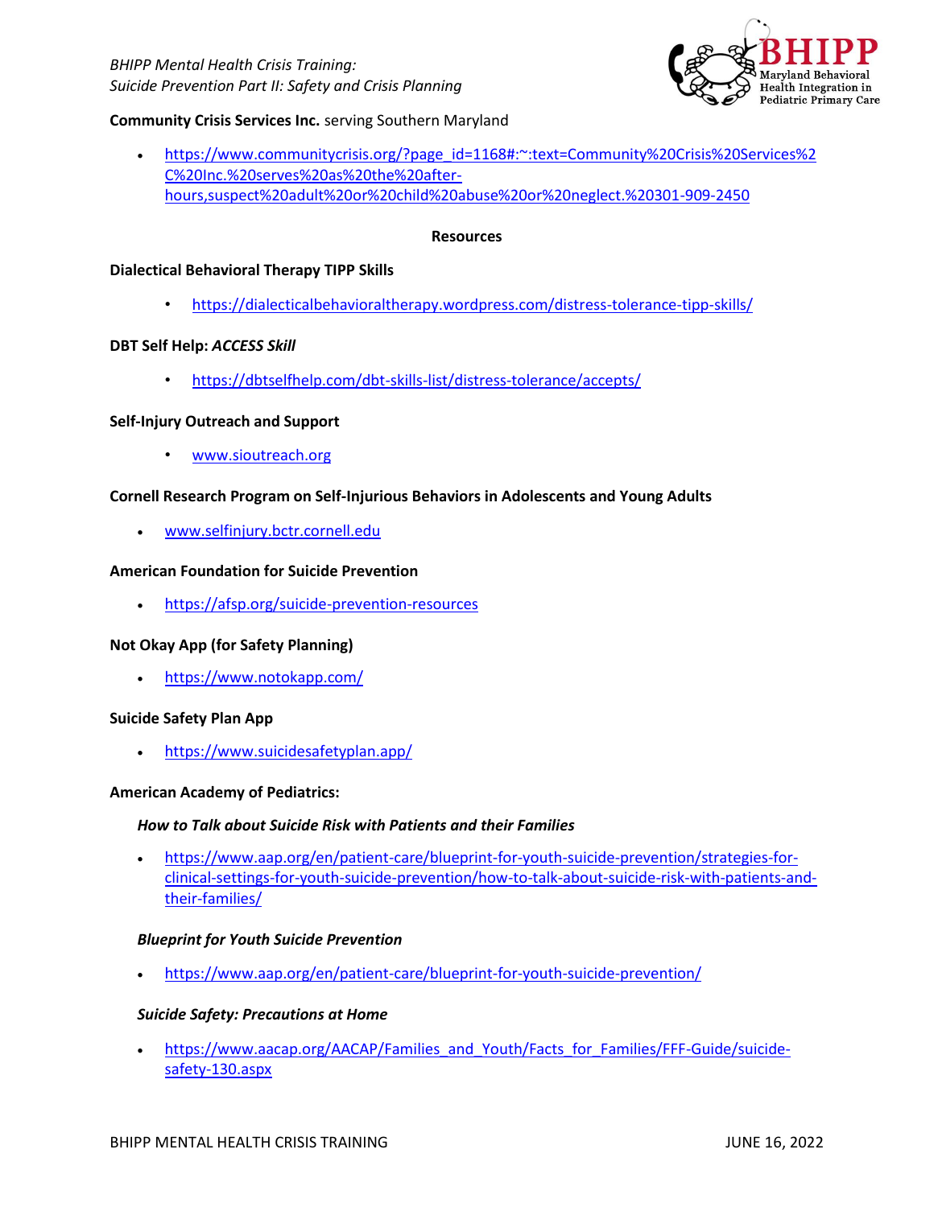**Community Crisis Services Inc.** serving Southern Maryland

- https://www.communitycrisis.org/?page_id=1168#:~:text=Community%20Crisis%20Services%2C%20Inc.%20serves%20as%20the%20after-hours,suspect%20adult%20or%20child%20abuse%20or%20neglect.%20301-909-2450

**Resources**

**Dialectical Behavioral Therapy TIPP Skills**

- https://dialecticalbehavioraltherapy.wordpress.com/distress-tolerance-tipp-skills/

**DBT Self Help: *ACCESS Skill***

- https://dbtselfhelp.com/dbt-skills-list/distress-tolerance/accepts/

**Self-Injury Outreach and Support**

- www.sioutreach.org

**Cornell Research Program on Self-Injurious Behaviors in Adolescents and Young Adults**

- www.selfinjury.bctr.cornell.edu

**American Foundation for Suicide Prevention**

- https://afsp.org/suicide-prevention-resources

**Not Okay App (for Safety Planning)**

- https://www.notokapp.com/

**Suicide Safety Plan App**

- https://www.suicidesafetyplan.app/

**American Academy of Pediatrics:**

***How to Talk about Suicide Risk with Patients and their Families***

- https://www.aap.org/en/patient-care/blueprint-for-youth-suicide-prevention/strategies-for-clinical-settings-for-youth-suicide-prevention/how-to-talk-about-suicide-risk-with-patients-and-their-families/

***Blueprint for Youth Suicide Prevention***

- https://www.aap.org/en/patient-care/blueprint-for-youth-suicide-prevention/

***Suicide Safety: Precautions at Home***

- https://www.aacap.org/AACAP/Families_and_Youth/Facts_for_Families/FFF-Guide/suicide-safety-130.aspx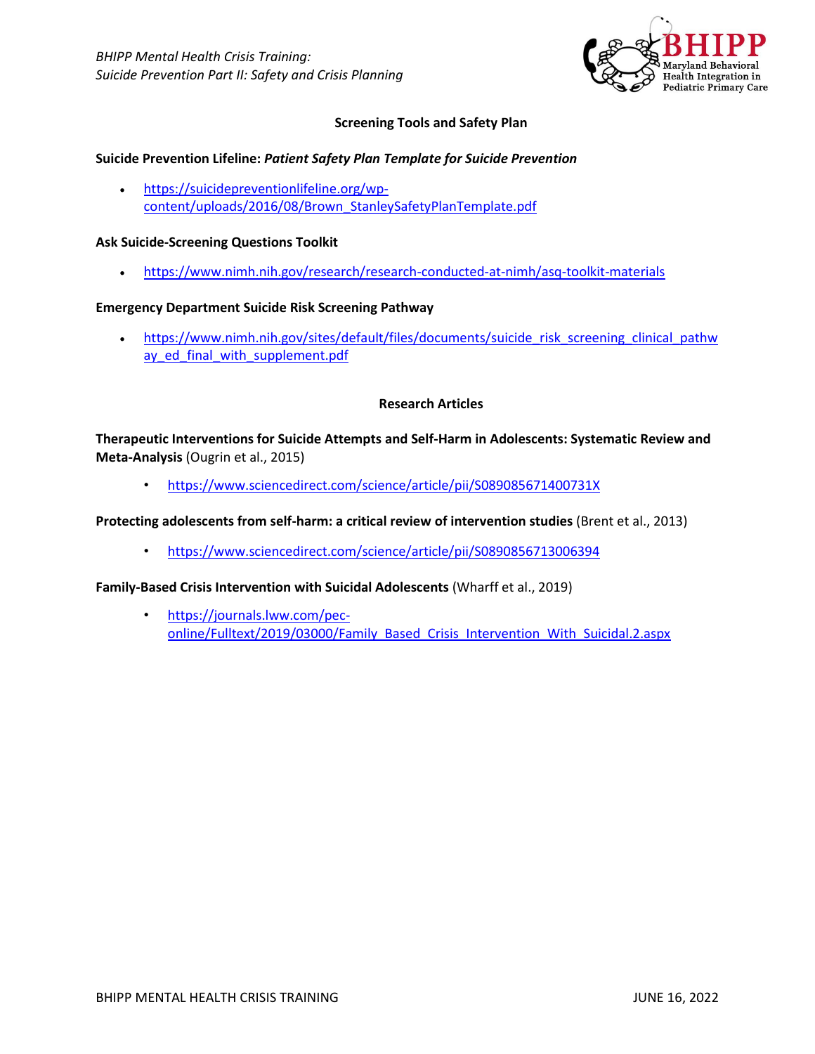### Screening Tools and Safety Plan

**Suicide Prevention Lifeline: *Patient Safety Plan Template for Suicide Prevention***

- https://suicidepreventionlifeline.org/wp-content/uploads/2016/08/Brown_StanleySafetyPlanTemplate.pdf

**Ask Suicide-Screening Questions Toolkit**

- https://www.nimh.nih.gov/research/research-conducted-at-nimh/asq-toolkit-materials

**Emergency Department Suicide Risk Screening Pathway**

- https://www.nimh.nih.gov/sites/default/files/documents/suicide_risk_screening_clinical_pathway_ed_final_with_supplement.pdf

### Research Articles

**Therapeutic Interventions for Suicide Attempts and Self-Harm in Adolescents: Systematic Review and Meta-Analysis** (Ougrin et al., 2015)

- https://www.sciencedirect.com/science/article/pii/S089085671400731X

**Protecting adolescents from self-harm: a critical review of intervention studies** (Brent et al., 2013)

- https://www.sciencedirect.com/science/article/pii/S0890856713006394

**Family-Based Crisis Intervention with Suicidal Adolescents** (Wharff et al., 2019)

- https://journals.lww.com/pec-online/Fulltext/2019/03000/Family_Based_Crisis_Intervention_With_Suicidal.2.aspx